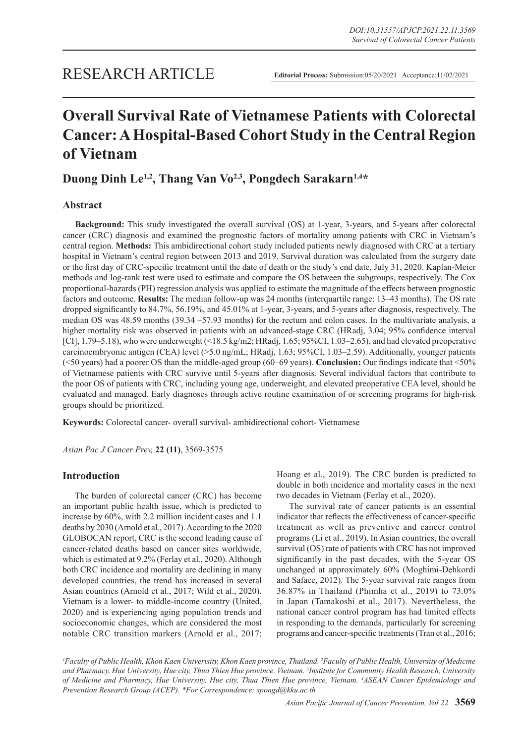RESEARCH ARTICLE

**Editorial Process:** Submission:05/20/2021 Acceptance:11/02/2021

# Overall Survival Rate of Vietnamese Patients with Colorectal Cancer: A Hospital-Based Cohort Study in the Central Region of Vietnam

## Duong Dinh Le[1,2], Thang Van Vo[2,3], Pongdech Sarakarn[1,4]*

### Abstract

**Background:** This study investigated the overall survival (OS) at 1-year, 3-years, and 5-years after colorectal cancer (CRC) diagnosis and examined the prognostic factors of mortality among patients with CRC in Vietnam's central region. **Methods:** This ambidirectional cohort study included patients newly diagnosed with CRC at a tertiary hospital in Vietnam's central region between 2013 and 2019. Survival duration was calculated from the surgery date or the first day of CRC-specific treatment until the date of death or the study's end date, July 31, 2020. Kaplan-Meier methods and log-rank test were used to estimate and compare the OS between the subgroups, respectively. The Cox proportional-hazards (PH) regression analysis was applied to estimate the magnitude of the effects between prognostic factors and outcome. **Results:** The median follow-up was 24 months (interquartile range: 13–43 months). The OS rate dropped significantly to 84.7%, 56.19%, and 45.01% at 1-year, 3-years, and 5-years after diagnosis, respectively. The median OS was 48.59 months (39.34 –57.93 months) for the rectum and colon cases. In the multivariate analysis, a higher mortality risk was observed in patients with an advanced-stage CRC (HRadj, 3.04; 95% confidence interval [CI], 1.79–5.18), who were underweight (<18.5 kg/m2; HRadj, 1.65; 95%CI, 1.03–2.65), and had elevated preoperative carcinoembryonic antigen (CEA) level (>5.0 ng/mL; HRadj, 1.63; 95%CI, 1.03–2.59). Additionally, younger patients (<50 years) had a poorer OS than the middle-aged group (60–69 years). **Conclusion:** Our findings indicate that <50% of Vietnamese patients with CRC survive until 5-years after diagnosis. Several individual factors that contribute to the poor OS of patients with CRC, including young age, underweight, and elevated preoperative CEA level, should be evaluated and managed. Early diagnoses through active routine examination of or screening programs for high-risk groups should be prioritized.

**Keywords:** Colorectal cancer- overall survival- ambidirectional cohort- Vietnamese

*Asian Pac J Cancer Prev,* **22 (11)**, 3569-3575

### Introduction

The burden of colorectal cancer (CRC) has become an important public health issue, which is predicted to increase by 60%, with 2.2 million incident cases and 1.1 deaths by 2030 (Arnold et al., 2017). According to the 2020 GLOBOCAN report, CRC is the second leading cause of cancer-related deaths based on cancer sites worldwide, which is estimated at 9.2% (Ferlay et al., 2020). Although both CRC incidence and mortality are declining in many developed countries, the trend has increased in several Asian countries (Arnold et al., 2017; Wild et al., 2020). Vietnam is a lower- to middle-income country (United, 2020) and is experiencing aging population trends and socioeconomic changes, which are considered the most notable CRC transition markers (Arnold et al., 2017; Hoang et al., 2019). The CRC burden is predicted to double in both incidence and mortality cases in the next two decades in Vietnam (Ferlay et al., 2020).

The survival rate of cancer patients is an essential indicator that reflects the effectiveness of cancer-specific treatment as well as preventive and cancer control programs (Li et al., 2019). In Asian countries, the overall survival (OS) rate of patients with CRC has not improved significantly in the past decades, with the 5-year OS unchanged at approximately 60% (Moghimi-Dehkordi and Safaee, 2012). The 5-year survival rate ranges from 36.87% in Thailand (Phimha et al., 2019) to 73.0% in Japan (Tamakoshi et al., 2017). Nevertheless, the national cancer control program has had limited effects in responding to the demands, particularly for screening programs and cancer-specific treatments (Tran et al., 2016;

*[1]Faculty of Public Health, Khon Kaen Univerisity, Khon Kaen province, Thailand. [2]Faculty of Public Health, University of Medicine and Pharmacy, Hue University, Hue city, Thua Thien Hue province, Vietnam. [3]Institute for Community Health Research, University of Medicine and Pharmacy, Hue University, Hue city, Thua Thien Hue province, Vietnam. [4]ASEAN Cancer Epidemiology and Prevention Research Group (ACEP). *For Correspondence: spongd@kku.ac.th*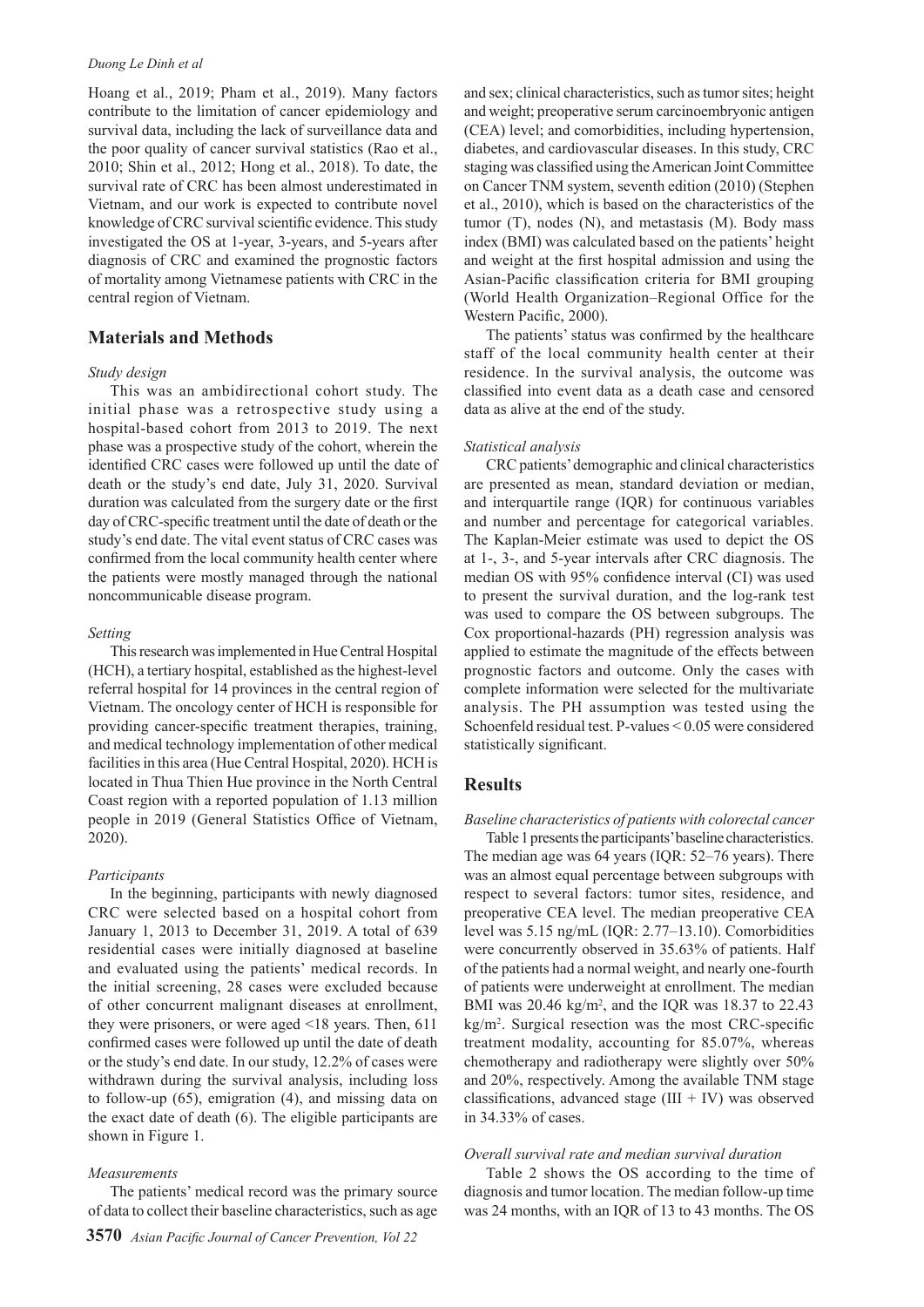Hoang et al., 2019; Pham et al., 2019). Many factors contribute to the limitation of cancer epidemiology and survival data, including the lack of surveillance data and the poor quality of cancer survival statistics (Rao et al., 2010; Shin et al., 2012; Hong et al., 2018). To date, the survival rate of CRC has been almost underestimated in Vietnam, and our work is expected to contribute novel knowledge of CRC survival scientific evidence. This study investigated the OS at 1-year, 3-years, and 5-years after diagnosis of CRC and examined the prognostic factors of mortality among Vietnamese patients with CRC in the central region of Vietnam.

## Materials and Methods

*Study design*

This was an ambidirectional cohort study. The initial phase was a retrospective study using a hospital-based cohort from 2013 to 2019. The next phase was a prospective study of the cohort, wherein the identified CRC cases were followed up until the date of death or the study's end date, July 31, 2020. Survival duration was calculated from the surgery date or the first day of CRC-specific treatment until the date of death or the study's end date. The vital event status of CRC cases was confirmed from the local community health center where the patients were mostly managed through the national noncommunicable disease program.

*Setting*

This research was implemented in Hue Central Hospital (HCH), a tertiary hospital, established as the highest-level referral hospital for 14 provinces in the central region of Vietnam. The oncology center of HCH is responsible for providing cancer-specific treatment therapies, training, and medical technology implementation of other medical facilities in this area (Hue Central Hospital, 2020). HCH is located in Thua Thien Hue province in the North Central Coast region with a reported population of 1.13 million people in 2019 (General Statistics Office of Vietnam, 2020).

*Participants*

In the beginning, participants with newly diagnosed CRC were selected based on a hospital cohort from January 1, 2013 to December 31, 2019. A total of 639 residential cases were initially diagnosed at baseline and evaluated using the patients' medical records. In the initial screening, 28 cases were excluded because of other concurrent malignant diseases at enrollment, they were prisoners, or were aged <18 years. Then, 611 confirmed cases were followed up until the date of death or the study's end date. In our study, 12.2% of cases were withdrawn during the survival analysis, including loss to follow-up (65), emigration (4), and missing data on the exact date of death (6). The eligible participants are shown in Figure 1.

*Measurements*

The patients' medical record was the primary source of data to collect their baseline characteristics, such as age and sex; clinical characteristics, such as tumor sites; height and weight; preoperative serum carcinoembryonic antigen (CEA) level; and comorbidities, including hypertension, diabetes, and cardiovascular diseases. In this study, CRC staging was classified using the American Joint Committee on Cancer TNM system, seventh edition (2010) (Stephen et al., 2010), which is based on the characteristics of the tumor (T), nodes (N), and metastasis (M). Body mass index (BMI) was calculated based on the patients' height and weight at the first hospital admission and using the Asian-Pacific classification criteria for BMI grouping (World Health Organization–Regional Office for the Western Pacific, 2000).

The patients' status was confirmed by the healthcare staff of the local community health center at their residence. In the survival analysis, the outcome was classified into event data as a death case and censored data as alive at the end of the study.

*Statistical analysis*

CRC patients' demographic and clinical characteristics are presented as mean, standard deviation or median, and interquartile range (IQR) for continuous variables and number and percentage for categorical variables. The Kaplan-Meier estimate was used to depict the OS at 1-, 3-, and 5-year intervals after CRC diagnosis. The median OS with 95% confidence interval (CI) was used to present the survival duration, and the log-rank test was used to compare the OS between subgroups. The Cox proportional-hazards (PH) regression analysis was applied to estimate the magnitude of the effects between prognostic factors and outcome. Only the cases with complete information were selected for the multivariate analysis. The PH assumption was tested using the Schoenfeld residual test. P-values < 0.05 were considered statistically significant.

## Results

*Baseline characteristics of patients with colorectal cancer*

Table 1 presents the participants' baseline characteristics. The median age was 64 years (IQR: 52–76 years). There was an almost equal percentage between subgroups with respect to several factors: tumor sites, residence, and preoperative CEA level. The median preoperative CEA level was 5.15 ng/mL (IQR: 2.77–13.10). Comorbidities were concurrently observed in 35.63% of patients. Half of the patients had a normal weight, and nearly one-fourth of patients were underweight at enrollment. The median BMI was 20.46 kg/m$^2$, and the IQR was 18.37 to 22.43 kg/m$^2$. Surgical resection was the most CRC-specific treatment modality, accounting for 85.07%, whereas chemotherapy and radiotherapy were slightly over 50% and 20%, respectively. Among the available TNM stage classifications, advanced stage (III + IV) was observed in 34.33% of cases.

*Overall survival rate and median survival duration*

Table 2 shows the OS according to the time of diagnosis and tumor location. The median follow-up time was 24 months, with an IQR of 13 to 43 months. The OS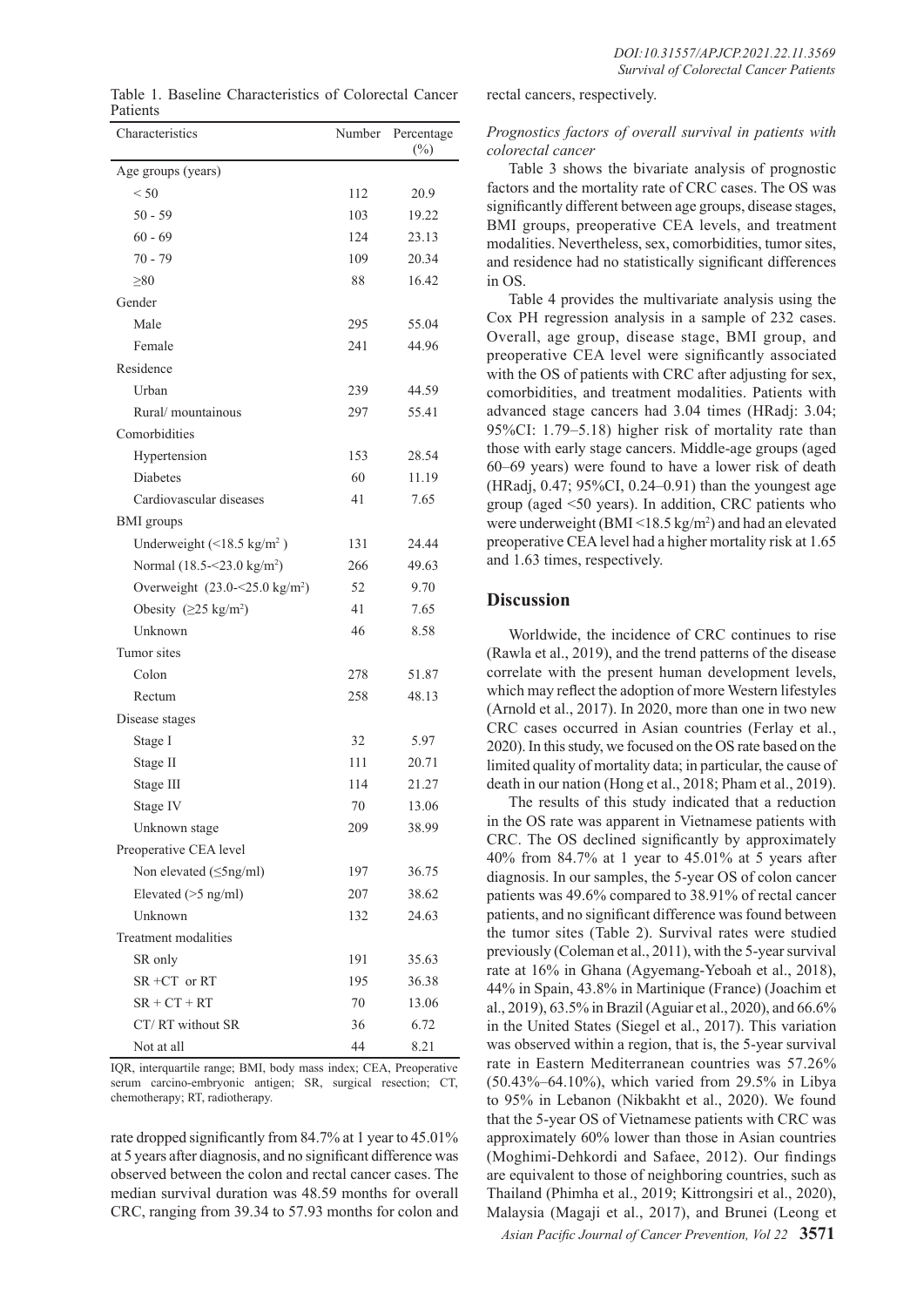Table 1. Baseline Characteristics of Colorectal Cancer Patients

| Characteristics | Number | Percentage (%) |
|---|---|---|
| Age groups (years) | | |
| < 50 | 112 | 20.9 |
| 50 - 59 | 103 | 19.22 |
| 60 - 69 | 124 | 23.13 |
| 70 - 79 | 109 | 20.34 |
| ≥80 | 88 | 16.42 |
| Gender | | |
| Male | 295 | 55.04 |
| Female | 241 | 44.96 |
| Residence | | |
| Urban | 239 | 44.59 |
| Rural/ mountainous | 297 | 55.41 |
| Comorbidities | | |
| Hypertension | 153 | 28.54 |
| Diabetes | 60 | 11.19 |
| Cardiovascular diseases | 41 | 7.65 |
| BMI groups | | |
| Underweight (<18.5 kg/m$^2$ ) | 131 | 24.44 |
| Normal (18.5-<23.0 kg/m$^2$) | 266 | 49.63 |
| Overweight (23.0-<25.0 kg/m$^2$) | 52 | 9.70 |
| Obesity (≥25 kg/m$^2$) | 41 | 7.65 |
| Unknown | 46 | 8.58 |
| Tumor sites | | |
| Colon | 278 | 51.87 |
| Rectum | 258 | 48.13 |
| Disease stages | | |
| Stage I | 32 | 5.97 |
| Stage II | 111 | 20.71 |
| Stage III | 114 | 21.27 |
| Stage IV | 70 | 13.06 |
| Unknown stage | 209 | 38.99 |
| Preoperative CEA level | | |
| Non elevated (≤5ng/ml) | 197 | 36.75 |
| Elevated (>5 ng/ml) | 207 | 38.62 |
| Unknown | 132 | 24.63 |
| Treatment modalities | | |
| SR only | 191 | 35.63 |
| SR +CT or RT | 195 | 36.38 |
| SR + CT + RT | 70 | 13.06 |
| CT/ RT without SR | 36 | 6.72 |
| Not at all | 44 | 8.21 |

IQR, interquartile range; BMI, body mass index; CEA, Preoperative serum carcino-embryonic antigen; SR, surgical resection; CT, chemotherapy; RT, radiotherapy.

rate dropped significantly from 84.7% at 1 year to 45.01% at 5 years after diagnosis, and no significant difference was observed between the colon and rectal cancer cases. The median survival duration was 48.59 months for overall CRC, ranging from 39.34 to 57.93 months for colon and rectal cancers, respectively.

*Prognostics factors of overall survival in patients with colorectal cancer*

Table 3 shows the bivariate analysis of prognostic factors and the mortality rate of CRC cases. The OS was significantly different between age groups, disease stages, BMI groups, preoperative CEA levels, and treatment modalities. Nevertheless, sex, comorbidities, tumor sites, and residence had no statistically significant differences in OS.

Table 4 provides the multivariate analysis using the Cox PH regression analysis in a sample of 232 cases. Overall, age group, disease stage, BMI group, and preoperative CEA level were significantly associated with the OS of patients with CRC after adjusting for sex, comorbidities, and treatment modalities. Patients with advanced stage cancers had 3.04 times (HRadj: 3.04; 95%CI: 1.79–5.18) higher risk of mortality rate than those with early stage cancers. Middle-age groups (aged 60–69 years) were found to have a lower risk of death (HRadj, 0.47; 95%CI, 0.24–0.91) than the youngest age group (aged <50 years). In addition, CRC patients who were underweight (BMI <18.5 kg/m$^2$) and had an elevated preoperative CEA level had a higher mortality risk at 1.65 and 1.63 times, respectively.

## Discussion

Worldwide, the incidence of CRC continues to rise (Rawla et al., 2019), and the trend patterns of the disease correlate with the present human development levels, which may reflect the adoption of more Western lifestyles (Arnold et al., 2017). In 2020, more than one in two new CRC cases occurred in Asian countries (Ferlay et al., 2020). In this study, we focused on the OS rate based on the limited quality of mortality data; in particular, the cause of death in our nation (Hong et al., 2018; Pham et al., 2019).

The results of this study indicated that a reduction in the OS rate was apparent in Vietnamese patients with CRC. The OS declined significantly by approximately 40% from 84.7% at 1 year to 45.01% at 5 years after diagnosis. In our samples, the 5-year OS of colon cancer patients was 49.6% compared to 38.91% of rectal cancer patients, and no significant difference was found between the tumor sites (Table 2). Survival rates were studied previously (Coleman et al., 2011), with the 5-year survival rate at 16% in Ghana (Agyemang-Yeboah et al., 2018), 44% in Spain, 43.8% in Martinique (France) (Joachim et al., 2019), 63.5% in Brazil (Aguiar et al., 2020), and 66.6% in the United States (Siegel et al., 2017). This variation was observed within a region, that is, the 5-year survival rate in Eastern Mediterranean countries was 57.26% (50.43%–64.10%), which varied from 29.5% in Libya to 95% in Lebanon (Nikbakht et al., 2020). We found that the 5-year OS of Vietnamese patients with CRC was approximately 60% lower than those in Asian countries (Moghimi-Dehkordi and Safaee, 2012). Our findings are equivalent to those of neighboring countries, such as Thailand (Phimha et al., 2019; Kittrongsiri et al., 2020), Malaysia (Magaji et al., 2017), and Brunei (Leong et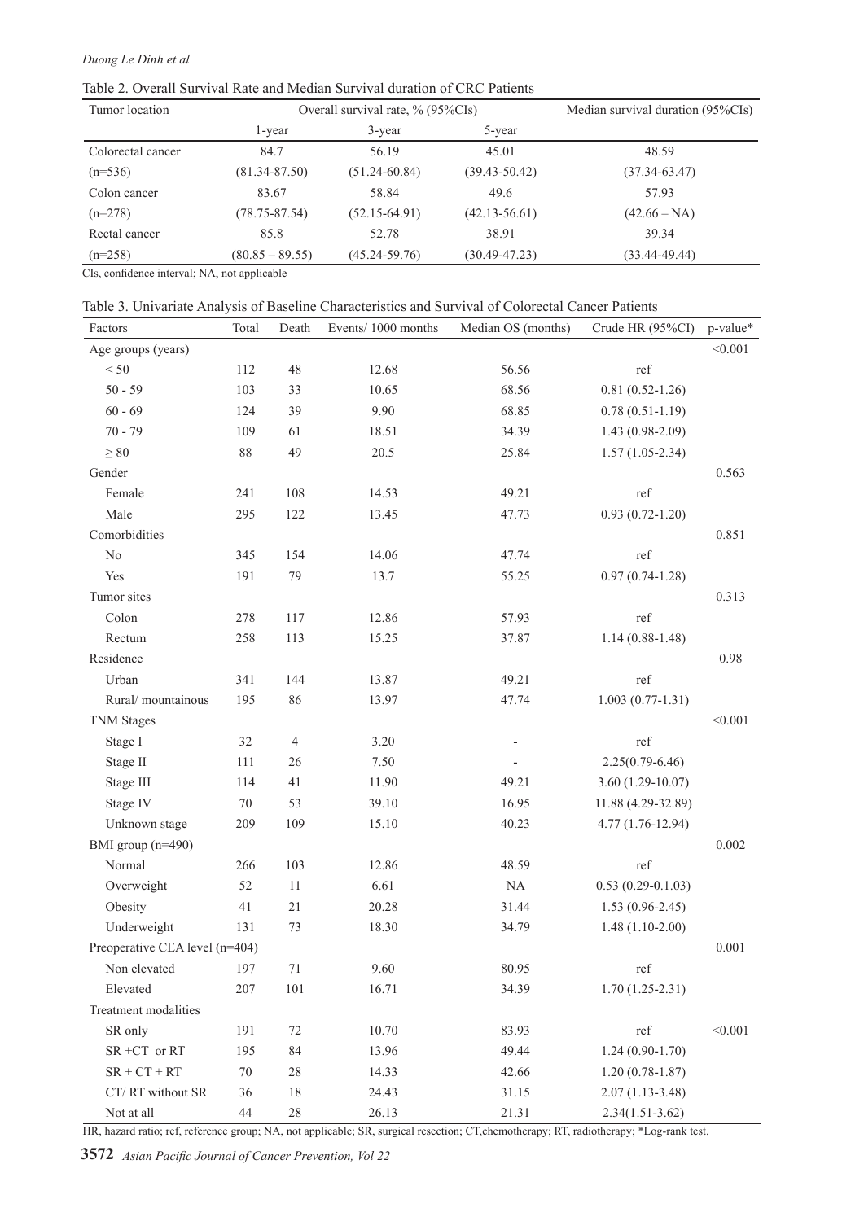Table 2. Overall Survival Rate and Median Survival duration of CRC Patients

| Tumor location | Overall survival rate, % (95%CIs) | | | Median survival duration (95%CIs) |
|---|---|---|---|---|
| | 1-year | 3-year | 5-year | |
| Colorectal cancer | 84.7 | 56.19 | 45.01 | 48.59 |
| (n=536) | (81.34-87.50) | (51.24-60.84) | (39.43-50.42) | (37.34-63.47) |
| Colon cancer | 83.67 | 58.84 | 49.6 | 57.93 |
| (n=278) | (78.75-87.54) | (52.15-64.91) | (42.13-56.61) | (42.66 – NA) |
| Rectal cancer | 85.8 | 52.78 | 38.91 | 39.34 |
| (n=258) | (80.85 – 89.55) | (45.24-59.76) | (30.49-47.23) | (33.44-49.44) |

CIs, confidence interval; NA, not applicable

Table 3. Univariate Analysis of Baseline Characteristics and Survival of Colorectal Cancer Patients

| Factors | Total | Death | Events/ 1000 months | Median OS (months) | Crude HR (95%CI) | p-value* |
|---|---|---|---|---|---|---|
| Age groups (years) | | | | | | <0.001 |
| < 50 | 112 | 48 | 12.68 | 56.56 | ref | |
| 50 - 59 | 103 | 33 | 10.65 | 68.56 | 0.81 (0.52-1.26) | |
| 60 - 69 | 124 | 39 | 9.90 | 68.85 | 0.78 (0.51-1.19) | |
| 70 - 79 | 109 | 61 | 18.51 | 34.39 | 1.43 (0.98-2.09) | |
| ≥ 80 | 88 | 49 | 20.5 | 25.84 | 1.57 (1.05-2.34) | |
| Gender | | | | | | 0.563 |
| Female | 241 | 108 | 14.53 | 49.21 | ref | |
| Male | 295 | 122 | 13.45 | 47.73 | 0.93 (0.72-1.20) | |
| Comorbidities | | | | | | 0.851 |
| No | 345 | 154 | 14.06 | 47.74 | ref | |
| Yes | 191 | 79 | 13.7 | 55.25 | 0.97 (0.74-1.28) | |
| Tumor sites | | | | | | 0.313 |
| Colon | 278 | 117 | 12.86 | 57.93 | ref | |
| Rectum | 258 | 113 | 15.25 | 37.87 | 1.14 (0.88-1.48) | |
| Residence | | | | | | 0.98 |
| Urban | 341 | 144 | 13.87 | 49.21 | ref | |
| Rural/ mountainous | 195 | 86 | 13.97 | 47.74 | 1.003 (0.77-1.31) | |
| TNM Stages | | | | | | <0.001 |
| Stage I | 32 | 4 | 3.20 | - | ref | |
| Stage II | 111 | 26 | 7.50 | - | 2.25(0.79-6.46) | |
| Stage III | 114 | 41 | 11.90 | 49.21 | 3.60 (1.29-10.07) | |
| Stage IV | 70 | 53 | 39.10 | 16.95 | 11.88 (4.29-32.89) | |
| Unknown stage | 209 | 109 | 15.10 | 40.23 | 4.77 (1.76-12.94) | |
| BMI group (n=490) | | | | | | 0.002 |
| Normal | 266 | 103 | 12.86 | 48.59 | ref | |
| Overweight | 52 | 11 | 6.61 | NA | 0.53 (0.29-0.1.03) | |
| Obesity | 41 | 21 | 20.28 | 31.44 | 1.53 (0.96-2.45) | |
| Underweight | 131 | 73 | 18.30 | 34.79 | 1.48 (1.10-2.00) | |
| Preoperative CEA level (n=404) | | | | | | 0.001 |
| Non elevated | 197 | 71 | 9.60 | 80.95 | ref | |
| Elevated | 207 | 101 | 16.71 | 34.39 | 1.70 (1.25-2.31) | |
| Treatment modalities | | | | | | |
| SR only | 191 | 72 | 10.70 | 83.93 | ref | <0.001 |
| SR +CT or RT | 195 | 84 | 13.96 | 49.44 | 1.24 (0.90-1.70) | |
| SR + CT + RT | 70 | 28 | 14.33 | 42.66 | 1.20 (0.78-1.87) | |
| CT/ RT without SR | 36 | 18 | 24.43 | 31.15 | 2.07 (1.13-3.48) | |
| Not at all | 44 | 28 | 26.13 | 21.31 | 2.34(1.51-3.62) | |

HR, hazard ratio; ref, reference group; NA, not applicable; SR, surgical resection; CT,chemotherapy; RT, radiotherapy; *Log-rank test.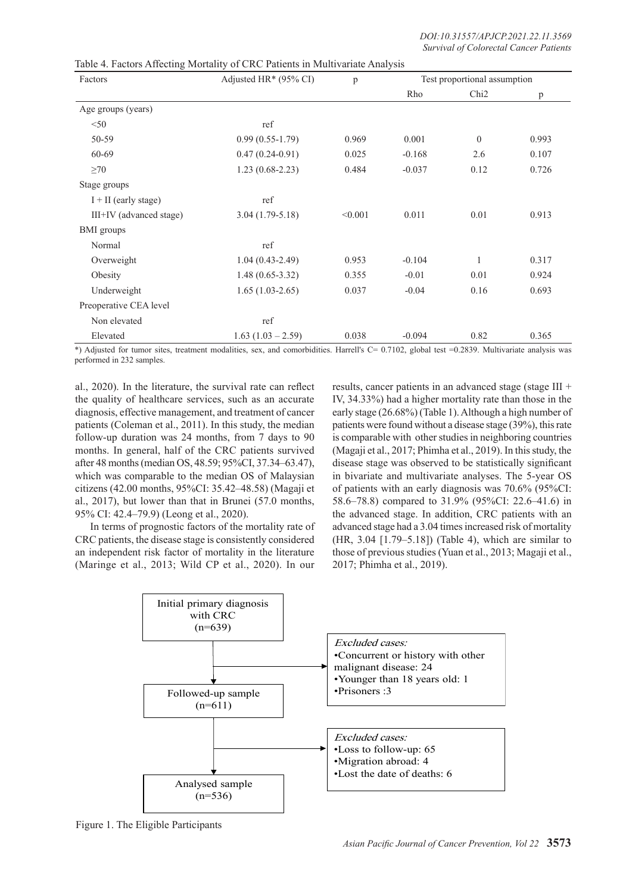Table 4. Factors Affecting Mortality of CRC Patients in Multivariate Analysis

| Factors | Adjusted HR* (95% CI) | p | Test proportional assumption | | |
|---|---|---|---|---|---|
| | | | Rho | Chi2 | p |
| Age groups (years) | | | | | |
| <50 | ref | | | | |
| 50-59 | 0.99 (0.55-1.79) | 0.969 | 0.001 | 0 | 0.993 |
| 60-69 | 0.47 (0.24-0.91) | 0.025 | -0.168 | 2.6 | 0.107 |
| ≥70 | 1.23 (0.68-2.23) | 0.484 | -0.037 | 0.12 | 0.726 |
| Stage groups | | | | | |
| I + II (early stage) | ref | | | | |
| III+IV (advanced stage) | 3.04 (1.79-5.18) | <0.001 | 0.011 | 0.01 | 0.913 |
| BMI groups | | | | | |
| Normal | ref | | | | |
| Overweight | 1.04 (0.43-2.49) | 0.953 | -0.104 | 1 | 0.317 |
| Obesity | 1.48 (0.65-3.32) | 0.355 | -0.01 | 0.01 | 0.924 |
| Underweight | 1.65 (1.03-2.65) | 0.037 | -0.04 | 0.16 | 0.693 |
| Preoperative CEA level | | | | | |
| Non elevated | ref | | | | |
| Elevated | 1.63 (1.03 – 2.59) | 0.038 | -0.094 | 0.82 | 0.365 |

*) Adjusted for tumor sites, treatment modalities, sex, and comorbidities. Harrell's C= 0.7102, global test =0.2839. Multivariate analysis was performed in 232 samples.

al., 2020). In the literature, the survival rate can reflect the quality of healthcare services, such as an accurate diagnosis, effective management, and treatment of cancer patients (Coleman et al., 2011). In this study, the median follow-up duration was 24 months, from 7 days to 90 months. In general, half of the CRC patients survived after 48 months (median OS, 48.59; 95%CI, 37.34–63.47), which was comparable to the median OS of Malaysian citizens (42.00 months, 95%CI: 35.42–48.58) (Magaji et al., 2017), but lower than that in Brunei (57.0 months, 95% CI: 42.4–79.9) (Leong et al., 2020).

In terms of prognostic factors of the mortality rate of CRC patients, the disease stage is consistently considered an independent risk factor of mortality in the literature (Maringe et al., 2013; Wild CP et al., 2020). In our results, cancer patients in an advanced stage (stage III + IV, 34.33%) had a higher mortality rate than those in the early stage (26.68%) (Table 1). Although a high number of patients were found without a disease stage (39%), this rate is comparable with other studies in neighboring countries (Magaji et al., 2017; Phimha et al., 2019). In this study, the disease stage was observed to be statistically significant in bivariate and multivariate analyses. The 5-year OS of patients with an early diagnosis was 70.6% (95%CI: 58.6–78.8) compared to 31.9% (95%CI: 22.6–41.6) in the advanced stage. In addition, CRC patients with an advanced stage had a 3.04 times increased risk of mortality (HR, 3.04 [1.79–5.18]) (Table 4), which are similar to those of previous studies (Yuan et al., 2013; Magaji et al., 2017; Phimha et al., 2019).

Initial primary diagnosis with CRC (n=639)

*Excluded cases:*
- Concurrent or history with other malignant disease: 24
- Younger than 18 years old: 1
- Prisoners :3

Followed-up sample (n=611)

*Excluded cases:*
- Loss to follow-up: 65
- Migration abroad: 4
- Lost the date of deaths: 6

Analysed sample (n=536)

Figure 1. The Eligible Participants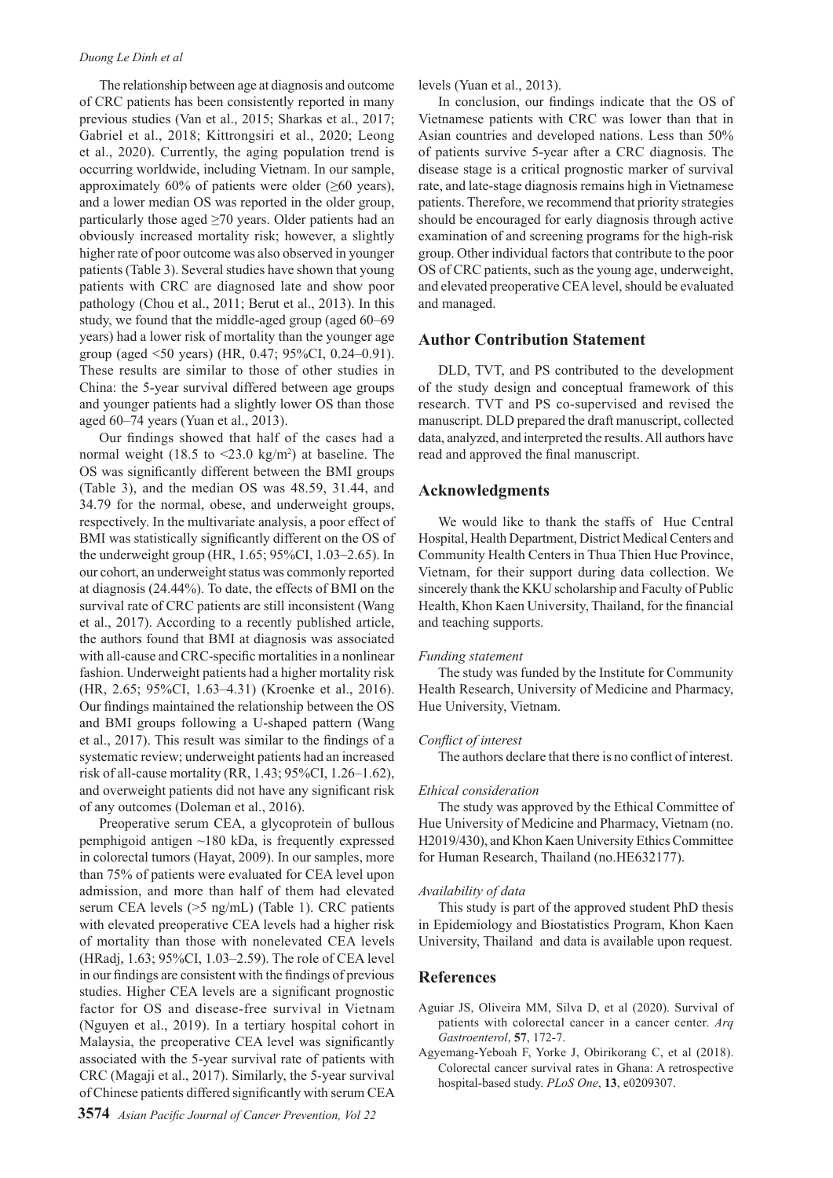The relationship between age at diagnosis and outcome of CRC patients has been consistently reported in many previous studies (Van et al., 2015; Sharkas et al., 2017; Gabriel et al., 2018; Kittrongsiri et al., 2020; Leong et al., 2020). Currently, the aging population trend is occurring worldwide, including Vietnam. In our sample, approximately 60% of patients were older (≥60 years), and a lower median OS was reported in the older group, particularly those aged ≥70 years. Older patients had an obviously increased mortality risk; however, a slightly higher rate of poor outcome was also observed in younger patients (Table 3). Several studies have shown that young patients with CRC are diagnosed late and show poor pathology (Chou et al., 2011; Berut et al., 2013). In this study, we found that the middle-aged group (aged 60–69 years) had a lower risk of mortality than the younger age group (aged <50 years) (HR, 0.47; 95%CI, 0.24–0.91). These results are similar to those of other studies in China: the 5-year survival differed between age groups and younger patients had a slightly lower OS than those aged 60–74 years (Yuan et al., 2013).

Our findings showed that half of the cases had a normal weight (18.5 to <23.0 kg/m$^2$) at baseline. The OS was significantly different between the BMI groups (Table 3), and the median OS was 48.59, 31.44, and 34.79 for the normal, obese, and underweight groups, respectively. In the multivariate analysis, a poor effect of BMI was statistically significantly different on the OS of the underweight group (HR, 1.65; 95%CI, 1.03–2.65). In our cohort, an underweight status was commonly reported at diagnosis (24.44%). To date, the effects of BMI on the survival rate of CRC patients are still inconsistent (Wang et al., 2017). According to a recently published article, the authors found that BMI at diagnosis was associated with all-cause and CRC-specific mortalities in a nonlinear fashion. Underweight patients had a higher mortality risk (HR, 2.65; 95%CI, 1.63–4.31) (Kroenke et al., 2016). Our findings maintained the relationship between the OS and BMI groups following a U-shaped pattern (Wang et al., 2017). This result was similar to the findings of a systematic review; underweight patients had an increased risk of all-cause mortality (RR, 1.43; 95%CI, 1.26–1.62), and overweight patients did not have any significant risk of any outcomes (Doleman et al., 2016).

Preoperative serum CEA, a glycoprotein of bullous pemphigoid antigen ~180 kDa, is frequently expressed in colorectal tumors (Hayat, 2009). In our samples, more than 75% of patients were evaluated for CEA level upon admission, and more than half of them had elevated serum CEA levels (>5 ng/mL) (Table 1). CRC patients with elevated preoperative CEA levels had a higher risk of mortality than those with nonelevated CEA levels (HRadj, 1.63; 95%CI, 1.03–2.59). The role of CEA level in our findings are consistent with the findings of previous studies. Higher CEA levels are a significant prognostic factor for OS and disease-free survival in Vietnam (Nguyen et al., 2019). In a tertiary hospital cohort in Malaysia, the preoperative CEA level was significantly associated with the 5-year survival rate of patients with CRC (Magaji et al., 2017). Similarly, the 5-year survival of Chinese patients differed significantly with serum CEA levels (Yuan et al., 2013).

In conclusion, our findings indicate that the OS of Vietnamese patients with CRC was lower than that in Asian countries and developed nations. Less than 50% of patients survive 5-year after a CRC diagnosis. The disease stage is a critical prognostic marker of survival rate, and late-stage diagnosis remains high in Vietnamese patients. Therefore, we recommend that priority strategies should be encouraged for early diagnosis through active examination of and screening programs for the high-risk group. Other individual factors that contribute to the poor OS of CRC patients, such as the young age, underweight, and elevated preoperative CEA level, should be evaluated and managed.

## Author Contribution Statement

DLD, TVT, and PS contributed to the development of the study design and conceptual framework of this research. TVT and PS co-supervised and revised the manuscript. DLD prepared the draft manuscript, collected data, analyzed, and interpreted the results. All authors have read and approved the final manuscript.

## Acknowledgments

We would like to thank the staffs of Hue Central Hospital, Health Department, District Medical Centers and Community Health Centers in Thua Thien Hue Province, Vietnam, for their support during data collection. We sincerely thank the KKU scholarship and Faculty of Public Health, Khon Kaen University, Thailand, for the financial and teaching supports.

*Funding statement*

The study was funded by the Institute for Community Health Research, University of Medicine and Pharmacy, Hue University, Vietnam.

*Conflict of interest*

The authors declare that there is no conflict of interest.

*Ethical consideration*

The study was approved by the Ethical Committee of Hue University of Medicine and Pharmacy, Vietnam (no. H2019/430), and Khon Kaen University Ethics Committee for Human Research, Thailand (no.HE632177).

*Availability of data*

This study is part of the approved student PhD thesis in Epidemiology and Biostatistics Program, Khon Kaen University, Thailand and data is available upon request.

## References

- Aguiar JS, Oliveira MM, Silva D, et al (2020). Survival of patients with colorectal cancer in a cancer center. *Arq Gastroenterol*, **57**, 172-7.
- Agyemang-Yeboah F, Yorke J, Obirikorang C, et al (2018). Colorectal cancer survival rates in Ghana: A retrospective hospital-based study. *PLoS One*, **13**, e0209307.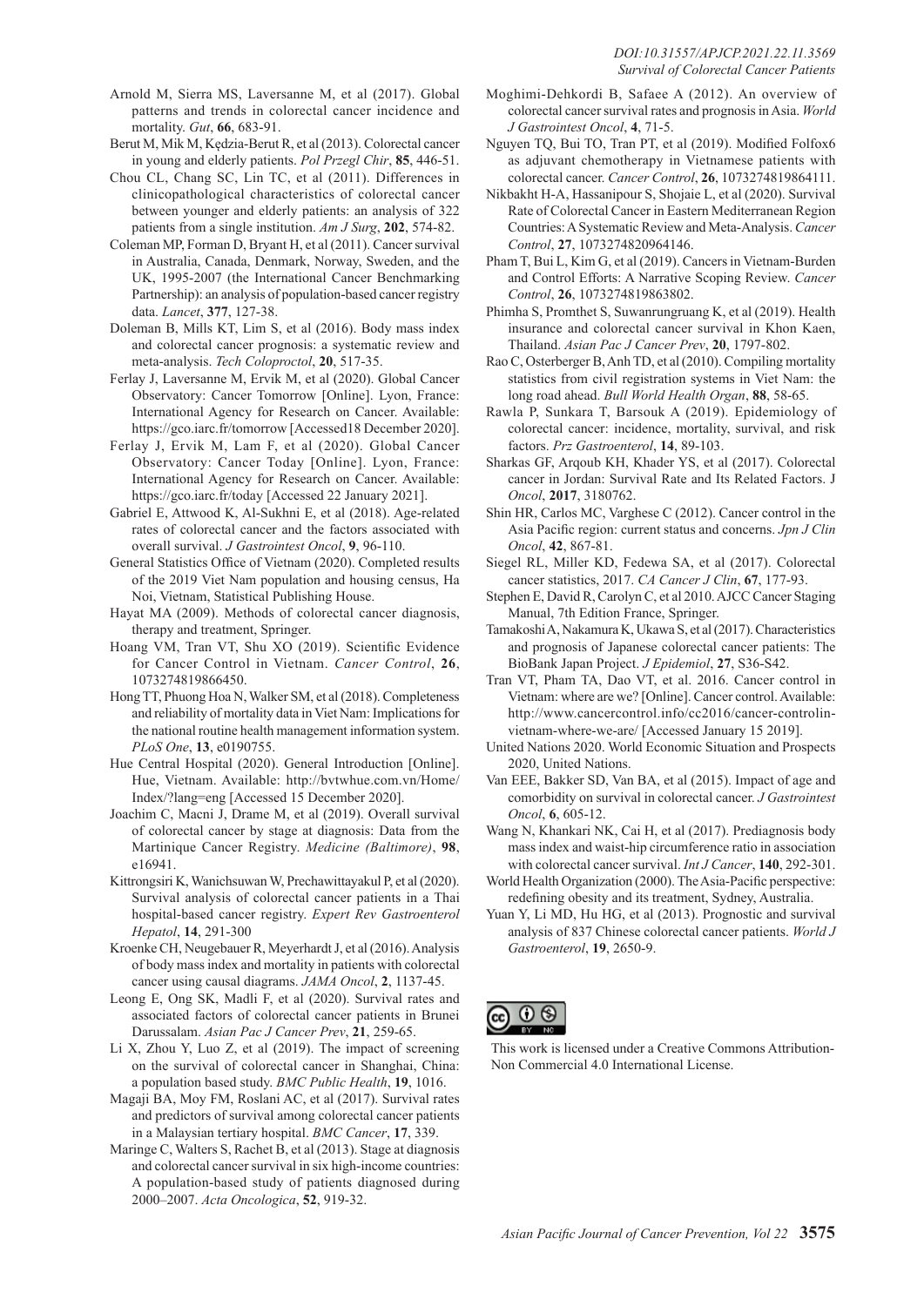Arnold M, Sierra MS, Laversanne M, et al (2017). Global patterns and trends in colorectal cancer incidence and mortality. *Gut*, **66**, 683-91.

Berut M, Mik M, Kędzia-Berut R, et al (2013). Colorectal cancer in young and elderly patients. *Pol Przegl Chir*, **85**, 446-51.

Chou CL, Chang SC, Lin TC, et al (2011). Differences in clinicopathological characteristics of colorectal cancer between younger and elderly patients: an analysis of 322 patients from a single institution. *Am J Surg*, **202**, 574-82.

Coleman MP, Forman D, Bryant H, et al (2011). Cancer survival in Australia, Canada, Denmark, Norway, Sweden, and the UK, 1995-2007 (the International Cancer Benchmarking Partnership): an analysis of population-based cancer registry data. *Lancet*, **377**, 127-38.

Doleman B, Mills KT, Lim S, et al (2016). Body mass index and colorectal cancer prognosis: a systematic review and meta-analysis. *Tech Coloproctol*, **20**, 517-35.

Ferlay J, Laversanne M, Ervik M, et al (2020). Global Cancer Observatory: Cancer Tomorrow [Online]. Lyon, France: International Agency for Research on Cancer. Available: https://gco.iarc.fr/tomorrow [Accessed18 December 2020].

Ferlay J, Ervik M, Lam F, et al (2020). Global Cancer Observatory: Cancer Today [Online]. Lyon, France: International Agency for Research on Cancer. Available: https://gco.iarc.fr/today [Accessed 22 January 2021].

Gabriel E, Attwood K, Al-Sukhni E, et al (2018). Age-related rates of colorectal cancer and the factors associated with overall survival. *J Gastrointest Oncol*, **9**, 96-110.

General Statistics Office of Vietnam (2020). Completed results of the 2019 Viet Nam population and housing census, Ha Noi, Vietnam, Statistical Publishing House.

Hayat MA (2009). Methods of colorectal cancer diagnosis, therapy and treatment, Springer.

Hoang VM, Tran VT, Shu XO (2019). Scientific Evidence for Cancer Control in Vietnam. *Cancer Control*, **26**, 1073274819866450.

Hong TT, Phuong Hoa N, Walker SM, et al (2018). Completeness and reliability of mortality data in Viet Nam: Implications for the national routine health management information system. *PLoS One*, **13**, e0190755.

Hue Central Hospital (2020). General Introduction [Online]. Hue, Vietnam. Available: http://bvtwhue.com.vn/Home/Index/?lang=eng [Accessed 15 December 2020].

Joachim C, Macni J, Drame M, et al (2019). Overall survival of colorectal cancer by stage at diagnosis: Data from the Martinique Cancer Registry. *Medicine (Baltimore)*, **98**, e16941.

Kittrongsiri K, Wanichsuwan W, Prechawittayakul P, et al (2020). Survival analysis of colorectal cancer patients in a Thai hospital-based cancer registry. *Expert Rev Gastroenterol Hepatol*, **14**, 291-300

Kroenke CH, Neugebauer R, Meyerhardt J, et al (2016). Analysis of body mass index and mortality in patients with colorectal cancer using causal diagrams. *JAMA Oncol*, **2**, 1137-45.

Leong E, Ong SK, Madli F, et al (2020). Survival rates and associated factors of colorectal cancer patients in Brunei Darussalam. *Asian Pac J Cancer Prev*, **21**, 259-65.

Li X, Zhou Y, Luo Z, et al (2019). The impact of screening on the survival of colorectal cancer in Shanghai, China: a population based study. *BMC Public Health*, **19**, 1016.

Magaji BA, Moy FM, Roslani AC, et al (2017). Survival rates and predictors of survival among colorectal cancer patients in a Malaysian tertiary hospital. *BMC Cancer*, **17**, 339.

Maringe C, Walters S, Rachet B, et al (2013). Stage at diagnosis and colorectal cancer survival in six high-income countries: A population-based study of patients diagnosed during 2000–2007. *Acta Oncologica*, **52**, 919-32.

Moghimi-Dehkordi B, Safaee A (2012). An overview of colorectal cancer survival rates and prognosis in Asia. *World J Gastrointest Oncol*, **4**, 71-5.

Nguyen TQ, Bui TO, Tran PT, et al (2019). Modified Folfox6 as adjuvant chemotherapy in Vietnamese patients with colorectal cancer. *Cancer Control*, **26**, 1073274819864111.

Nikbakht H-A, Hassanipour S, Shojaie L, et al (2020). Survival Rate of Colorectal Cancer in Eastern Mediterranean Region Countries: A Systematic Review and Meta-Analysis. *Cancer Control*, **27**, 1073274820964146.

Pham T, Bui L, Kim G, et al (2019). Cancers in Vietnam-Burden and Control Efforts: A Narrative Scoping Review. *Cancer Control*, **26**, 1073274819863802.

Phimha S, Promthet S, Suwanrungruang K, et al (2019). Health insurance and colorectal cancer survival in Khon Kaen, Thailand. *Asian Pac J Cancer Prev*, **20**, 1797-802.

Rao C, Osterberger B, Anh TD, et al (2010). Compiling mortality statistics from civil registration systems in Viet Nam: the long road ahead. *Bull World Health Organ*, **88**, 58-65.

Rawla P, Sunkara T, Barsouk A (2019). Epidemiology of colorectal cancer: incidence, mortality, survival, and risk factors. *Prz Gastroenterol*, **14**, 89-103.

Sharkas GF, Arqoub KH, Khader YS, et al (2017). Colorectal cancer in Jordan: Survival Rate and Its Related Factors. J *Oncol*, **2017**, 3180762.

Shin HR, Carlos MC, Varghese C (2012). Cancer control in the Asia Pacific region: current status and concerns. *Jpn J Clin Oncol*, **42**, 867-81.

Siegel RL, Miller KD, Fedewa SA, et al (2017). Colorectal cancer statistics, 2017. *CA Cancer J Clin*, **67**, 177-93.

Stephen E, David R, Carolyn C, et al 2010. AJCC Cancer Staging Manual, 7th Edition France, Springer.

Tamakoshi A, Nakamura K, Ukawa S, et al (2017). Characteristics and prognosis of Japanese colorectal cancer patients: The BioBank Japan Project. *J Epidemiol*, **27**, S36-S42.

Tran VT, Pham TA, Dao VT, et al. 2016. Cancer control in Vietnam: where are we? [Online]. Cancer control. Available: http://www.cancercontrol.info/cc2016/cancer-controlin-vietnam-where-we-are/ [Accessed January 15 2019].

United Nations 2020. World Economic Situation and Prospects 2020, United Nations.

Van EEE, Bakker SD, Van BA, et al (2015). Impact of age and comorbidity on survival in colorectal cancer. *J Gastrointest Oncol*, **6**, 605-12.

Wang N, Khankari NK, Cai H, et al (2017). Prediagnosis body mass index and waist-hip circumference ratio in association with colorectal cancer survival. *Int J Cancer*, **140**, 292-301.

World Health Organization (2000). The Asia-Pacific perspective: redefining obesity and its treatment, Sydney, Australia.

Yuan Y, Li MD, Hu HG, et al (2013). Prognostic and survival analysis of 837 Chinese colorectal cancer patients. *World J Gastroenterol*, **19**, 2650-9.

This work is licensed under a Creative Commons Attribution-Non Commercial 4.0 International License.